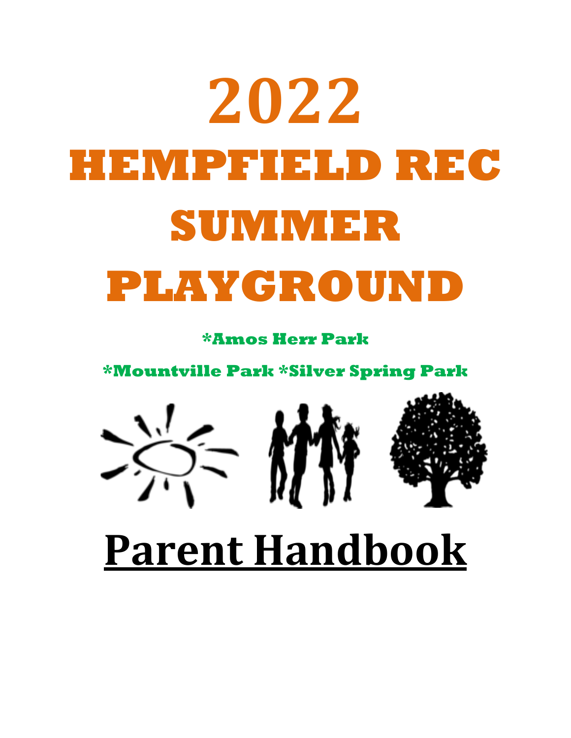# 2022

# HEMPFIELD REC SUMMER PLAYGROUND

**\*Amos Herr Park**

**\*Mountville Park \*Silver Spring Park**

# Parent Handbook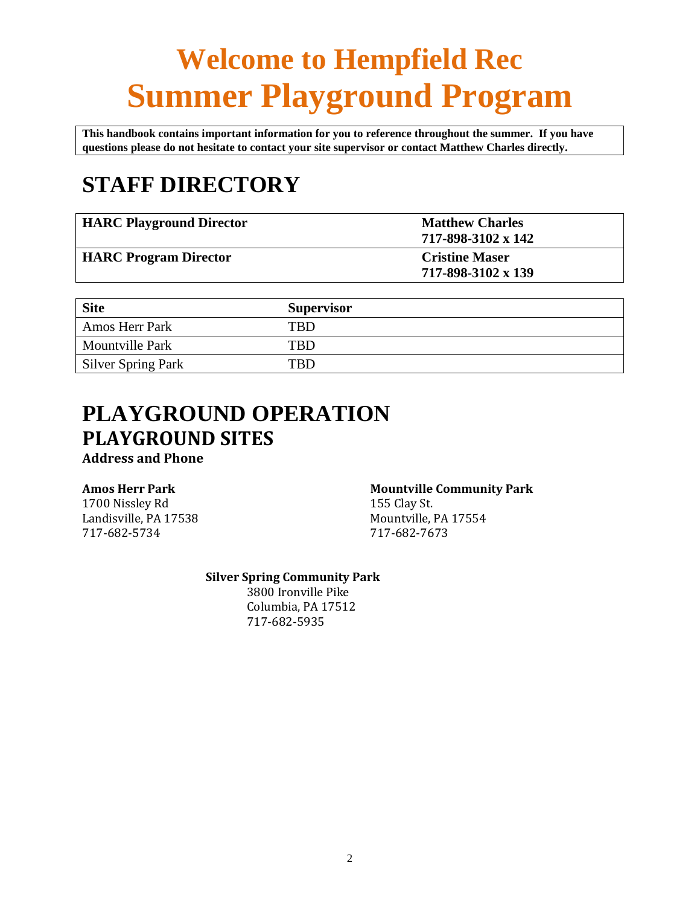# Welcome to Hempfield Rec
# Summer Playground Program

**This handbook contains important information for you to reference throughout the summer. If you have questions please do not hesitate to contact your site supervisor or contact Matthew Charles directly.**

## STAFF DIRECTORY

| | |
|---|---|
| **HARC Playground Director** | **Matthew Charles**<br>**717-898-3102 x 142** |
| **HARC Program Director** | **Cristine Maser**<br>**717-898-3102 x 139** |

| Site | Supervisor |
|---|---|
| Amos Herr Park | TBD |
| Mountville Park | TBD |
| Silver Spring Park | TBD |

## PLAYGROUND OPERATION

### PLAYGROUND SITES

#### Address and Phone

**Amos Herr Park**
1700 Nissley Rd
Landisville, PA 17538
717-682-5734

**Mountville Community Park**
155 Clay St.
Mountville, PA 17554
717-682-7673

**Silver Spring Community Park**
3800 Ironville Pike
Columbia, PA 17512
717-682-5935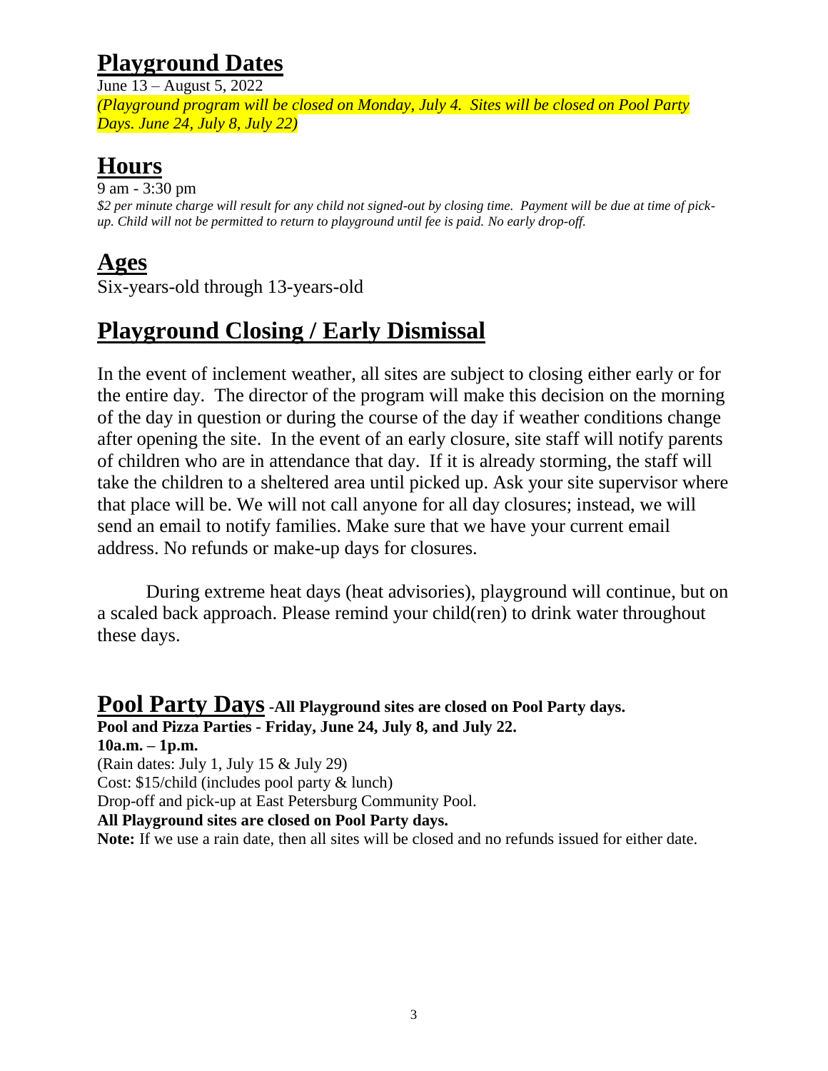## Playground Dates

June 13 – August 5, 2022

*(Playground program will be closed on Monday, July 4. Sites will be closed on Pool Party Days. June 24, July 8, July 22)*

## Hours

9 am - 3:30 pm

*$2 per minute charge will result for any child not signed-out by closing time. Payment will be due at time of pick-up. Child will not be permitted to return to playground until fee is paid. No early drop-off.*

## Ages

Six-years-old through 13-years-old

## Playground Closing / Early Dismissal

In the event of inclement weather, all sites are subject to closing either early or for the entire day. The director of the program will make this decision on the morning of the day in question or during the course of the day if weather conditions change after opening the site. In the event of an early closure, site staff will notify parents of children who are in attendance that day. If it is already storming, the staff will take the children to a sheltered area until picked up. Ask your site supervisor where that place will be. We will not call anyone for all day closures; instead, we will send an email to notify families. Make sure that we have your current email address. No refunds or make-up days for closures.

During extreme heat days (heat advisories), playground will continue, but on a scaled back approach. Please remind your child(ren) to drink water throughout these days.

## Pool Party Days **-All Playground sites are closed on Pool Party days.**

**Pool and Pizza Parties - Friday, June 24, July 8, and July 22.**

**10a.m. – 1p.m.**

(Rain dates: July 1, July 15 & July 29)

Cost: $15/child (includes pool party & lunch)

Drop-off and pick-up at East Petersburg Community Pool.

**All Playground sites are closed on Pool Party days.**

**Note:** If we use a rain date, then all sites will be closed and no refunds issued for either date.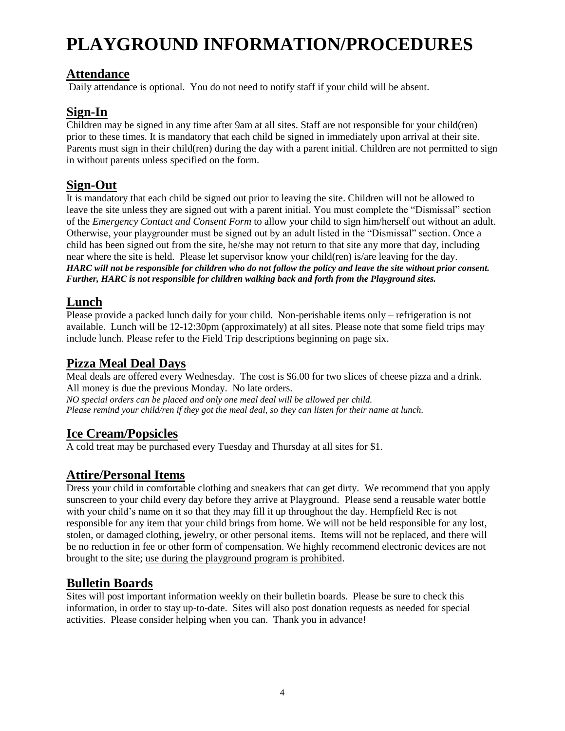# PLAYGROUND INFORMATION/PROCEDURES

## Attendance

Daily attendance is optional. You do not need to notify staff if your child will be absent.

## Sign-In

Children may be signed in any time after 9am at all sites. Staff are not responsible for your child(ren) prior to these times. It is mandatory that each child be signed in immediately upon arrival at their site. Parents must sign in their child(ren) during the day with a parent initial. Children are not permitted to sign in without parents unless specified on the form.

## Sign-Out

It is mandatory that each child be signed out prior to leaving the site. Children will not be allowed to leave the site unless they are signed out with a parent initial. You must complete the "Dismissal" section of the *Emergency Contact and Consent Form* to allow your child to sign him/herself out without an adult. Otherwise, your playgrounder must be signed out by an adult listed in the "Dismissal" section. Once a child has been signed out from the site, he/she may not return to that site any more that day, including near where the site is held. Please let supervisor know your child(ren) is/are leaving for the day.
***HARC will not be responsible for children who do not follow the policy and leave the site without prior consent. Further, HARC is not responsible for children walking back and forth from the Playground sites.***

## Lunch

Please provide a packed lunch daily for your child. Non-perishable items only – refrigeration is not available. Lunch will be 12-12:30pm (approximately) at all sites. Please note that some field trips may include lunch. Please refer to the Field Trip descriptions beginning on page six.

## Pizza Meal Deal Days

Meal deals are offered every Wednesday. The cost is $6.00 for two slices of cheese pizza and a drink. All money is due the previous Monday. No late orders.
*NO special orders can be placed and only one meal deal will be allowed per child.*
*Please remind your child/ren if they got the meal deal, so they can listen for their name at lunch.*

## Ice Cream/Popsicles

A cold treat may be purchased every Tuesday and Thursday at all sites for $1.

## Attire/Personal Items

Dress your child in comfortable clothing and sneakers that can get dirty. We recommend that you apply sunscreen to your child every day before they arrive at Playground. Please send a reusable water bottle with your child's name on it so that they may fill it up throughout the day. Hempfield Rec is not responsible for any item that your child brings from home. We will not be held responsible for any lost, stolen, or damaged clothing, jewelry, or other personal items. Items will not be replaced, and there will be no reduction in fee or other form of compensation. We highly recommend electronic devices are not brought to the site; <u>use during the playground program is prohibited</u>.

## Bulletin Boards

Sites will post important information weekly on their bulletin boards. Please be sure to check this information, in order to stay up-to-date. Sites will also post donation requests as needed for special activities. Please consider helping when you can. Thank you in advance!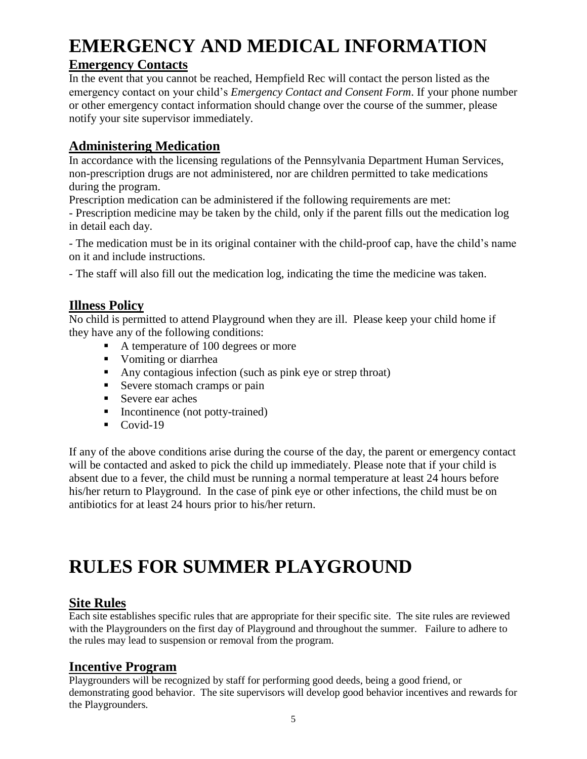# EMERGENCY AND MEDICAL INFORMATION

## Emergency Contacts

In the event that you cannot be reached, Hempfield Rec will contact the person listed as the emergency contact on your child's *Emergency Contact and Consent Form*. If your phone number or other emergency contact information should change over the course of the summer, please notify your site supervisor immediately.

## Administering Medication

In accordance with the licensing regulations of the Pennsylvania Department Human Services, non-prescription drugs are not administered, nor are children permitted to take medications during the program.

Prescription medication can be administered if the following requirements are met:

- Prescription medicine may be taken by the child, only if the parent fills out the medication log in detail each day.

- The medication must be in its original container with the child-proof cap, have the child's name on it and include instructions.

- The staff will also fill out the medication log, indicating the time the medicine was taken.

## Illness Policy

No child is permitted to attend Playground when they are ill. Please keep your child home if they have any of the following conditions:

- A temperature of 100 degrees or more
- Vomiting or diarrhea
- Any contagious infection (such as pink eye or strep throat)
- Severe stomach cramps or pain
- Severe ear aches
- Incontinence (not potty-trained)
- Covid-19

If any of the above conditions arise during the course of the day, the parent or emergency contact will be contacted and asked to pick the child up immediately. Please note that if your child is absent due to a fever, the child must be running a normal temperature at least 24 hours before his/her return to Playground. In the case of pink eye or other infections, the child must be on antibiotics for at least 24 hours prior to his/her return.

# RULES FOR SUMMER PLAYGROUND

## Site Rules

Each site establishes specific rules that are appropriate for their specific site. The site rules are reviewed with the Playgrounders on the first day of Playground and throughout the summer. Failure to adhere to the rules may lead to suspension or removal from the program.

## Incentive Program

Playgrounders will be recognized by staff for performing good deeds, being a good friend, or demonstrating good behavior. The site supervisors will develop good behavior incentives and rewards for the Playgrounders.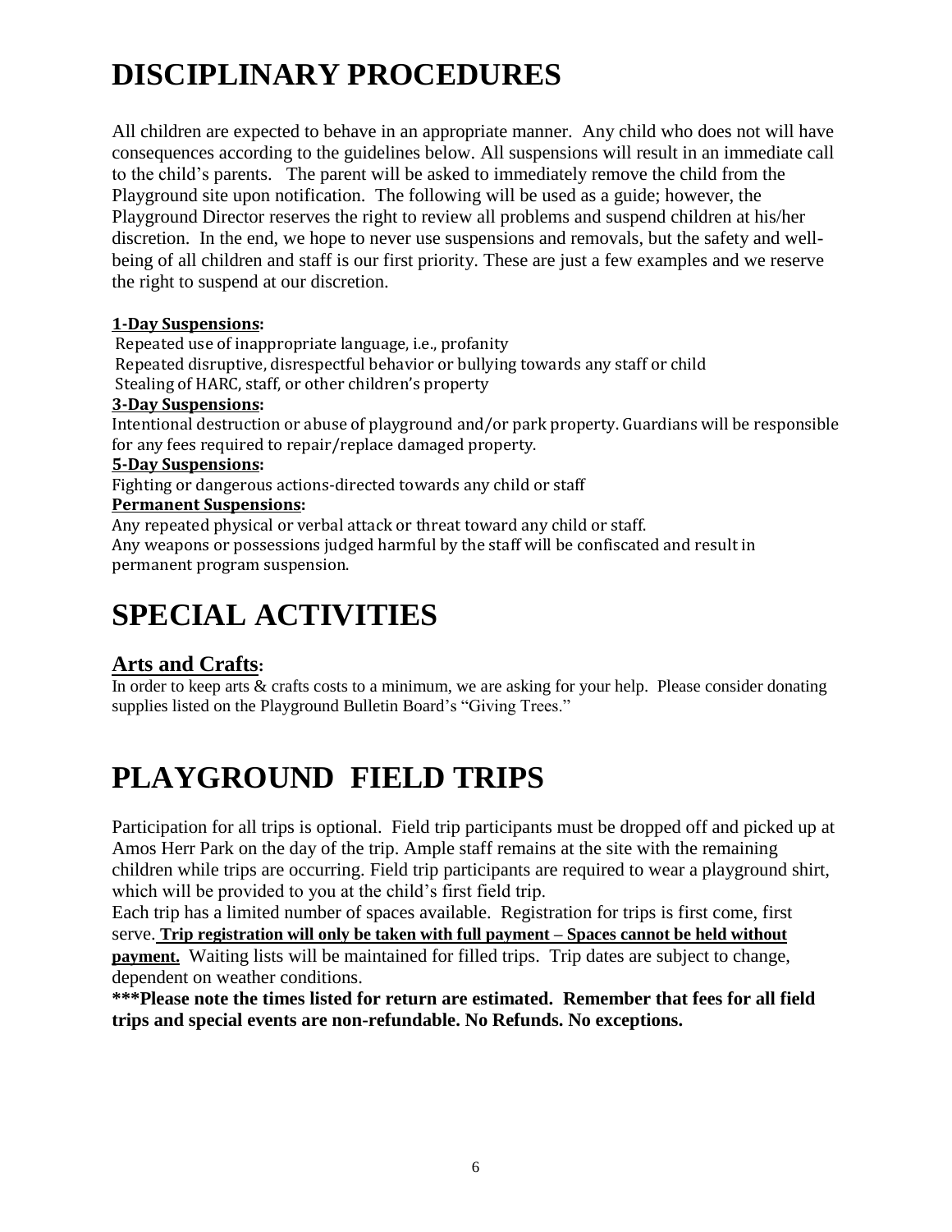# DISCIPLINARY PROCEDURES

All children are expected to behave in an appropriate manner. Any child who does not will have consequences according to the guidelines below. All suspensions will result in an immediate call to the child's parents. The parent will be asked to immediately remove the child from the Playground site upon notification. The following will be used as a guide; however, the Playground Director reserves the right to review all problems and suspend children at his/her discretion. In the end, we hope to never use suspensions and removals, but the safety and well-being of all children and staff is our first priority. These are just a few examples and we reserve the right to suspend at our discretion.

**1-Day Suspensions:**

Repeated use of inappropriate language, i.e., profanity
Repeated disruptive, disrespectful behavior or bullying towards any staff or child
Stealing of HARC, staff, or other children's property

**3-Day Suspensions:**

Intentional destruction or abuse of playground and/or park property. Guardians will be responsible for any fees required to repair/replace damaged property.

**5-Day Suspensions:**

Fighting or dangerous actions-directed towards any child or staff

**Permanent Suspensions:**

Any repeated physical or verbal attack or threat toward any child or staff.
Any weapons or possessions judged harmful by the staff will be confiscated and result in permanent program suspension.

# SPECIAL ACTIVITIES

## Arts and Crafts:

In order to keep arts & crafts costs to a minimum, we are asking for your help. Please consider donating supplies listed on the Playground Bulletin Board's "Giving Trees."

# PLAYGROUND FIELD TRIPS

Participation for all trips is optional. Field trip participants must be dropped off and picked up at Amos Herr Park on the day of the trip. Ample staff remains at the site with the remaining children while trips are occurring. Field trip participants are required to wear a playground shirt, which will be provided to you at the child's first field trip.

Each trip has a limited number of spaces available. Registration for trips is first come, first serve. **Trip registration will only be taken with full payment – Spaces cannot be held without payment.** Waiting lists will be maintained for filled trips. Trip dates are subject to change, dependent on weather conditions.

**\*\*\*Please note the times listed for return are estimated. Remember that fees for all field trips and special events are non-refundable. No Refunds. No exceptions.**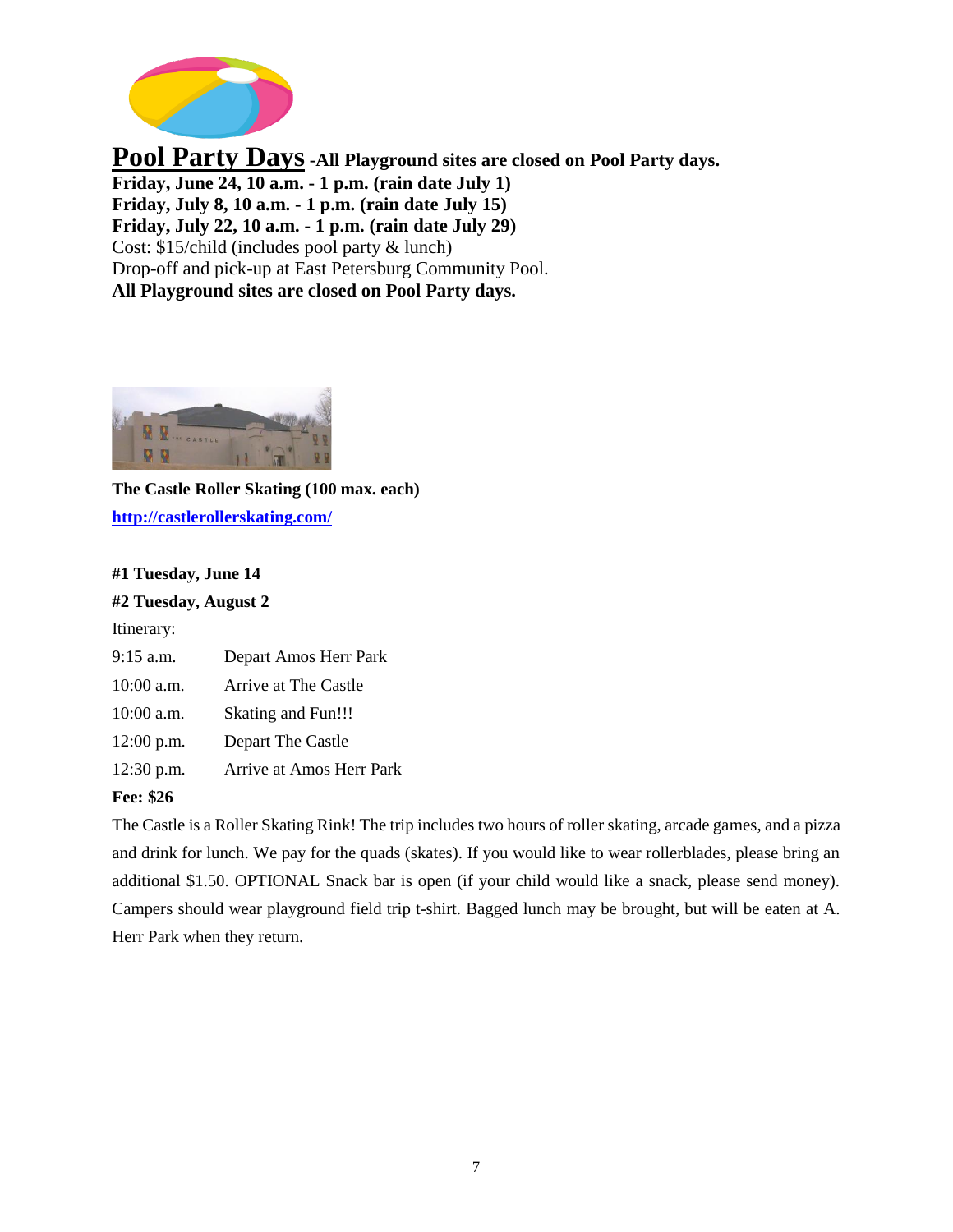## Pool Party Days -All Playground sites are closed on Pool Party days.

**Friday, June 24, 10 a.m. - 1 p.m. (rain date July 1)**
**Friday, July 8, 10 a.m. - 1 p.m. (rain date July 15)**
**Friday, July 22, 10 a.m. - 1 p.m. (rain date July 29)**
Cost: $15/child (includes pool party & lunch)
Drop-off and pick-up at East Petersburg Community Pool.
**All Playground sites are closed on Pool Party days.**

**The Castle Roller Skating (100 max. each)**

**http://castlerollerskating.com/**

**#1 Tuesday, June 14**

**#2 Tuesday, August 2**

Itinerary:

| | |
|---|---|
| 9:15 a.m. | Depart Amos Herr Park |
| 10:00 a.m. | Arrive at The Castle |
| 10:00 a.m. | Skating and Fun!!! |
| 12:00 p.m. | Depart The Castle |
| 12:30 p.m. | Arrive at Amos Herr Park |

**Fee: $26**

The Castle is a Roller Skating Rink! The trip includes two hours of roller skating, arcade games, and a pizza and drink for lunch. We pay for the quads (skates). If you would like to wear rollerblades, please bring an additional $1.50. OPTIONAL Snack bar is open (if your child would like a snack, please send money). Campers should wear playground field trip t-shirt. Bagged lunch may be brought, but will be eaten at A. Herr Park when they return.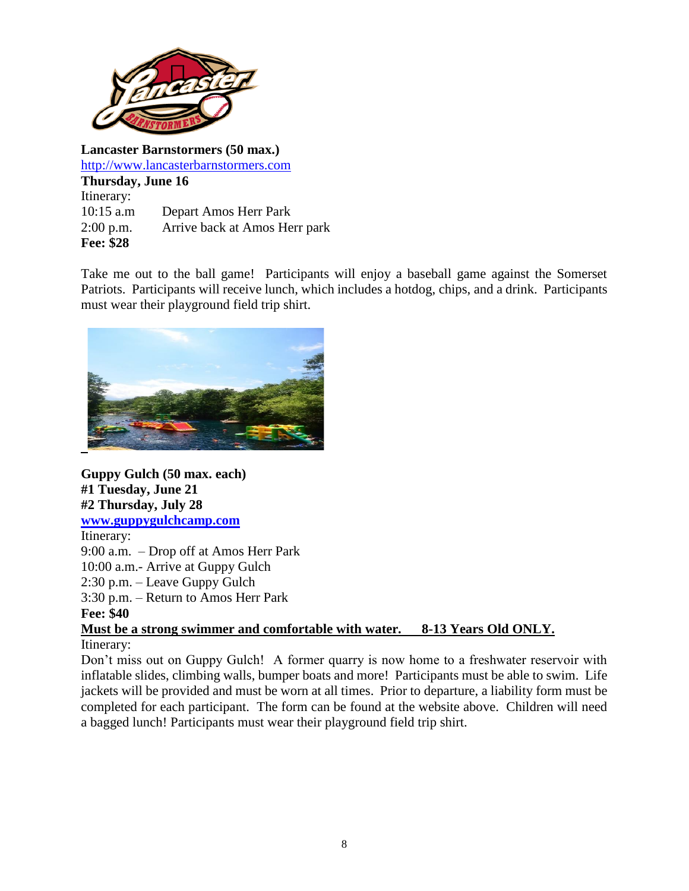**Lancaster Barnstormers (50 max.)**
http://www.lancasterbarnstormers.com
**Thursday, June 16**
Itinerary:

| | |
|---|---|
| 10:15 a.m | Depart Amos Herr Park |
| 2:00 p.m. | Arrive back at Amos Herr park |

**Fee: $28**

Take me out to the ball game! Participants will enjoy a baseball game against the Somerset Patriots. Participants will receive lunch, which includes a hotdog, chips, and a drink. Participants must wear their playground field trip shirt.

**Guppy Gulch (50 max. each)**
**#1 Tuesday, June 21**
**#2 Thursday, July 28**
**www.guppygulchcamp.com**
Itinerary:
9:00 a.m. – Drop off at Amos Herr Park
10:00 a.m.- Arrive at Guppy Gulch
2:30 p.m. – Leave Guppy Gulch
3:30 p.m. – Return to Amos Herr Park
**Fee: $40**
**Must be a strong swimmer and comfortable with water. 8-13 Years Old ONLY.**
Itinerary:
Don't miss out on Guppy Gulch! A former quarry is now home to a freshwater reservoir with inflatable slides, climbing walls, bumper boats and more! Participants must be able to swim. Life jackets will be provided and must be worn at all times. Prior to departure, a liability form must be completed for each participant. The form can be found at the website above. Children will need a bagged lunch! Participants must wear their playground field trip shirt.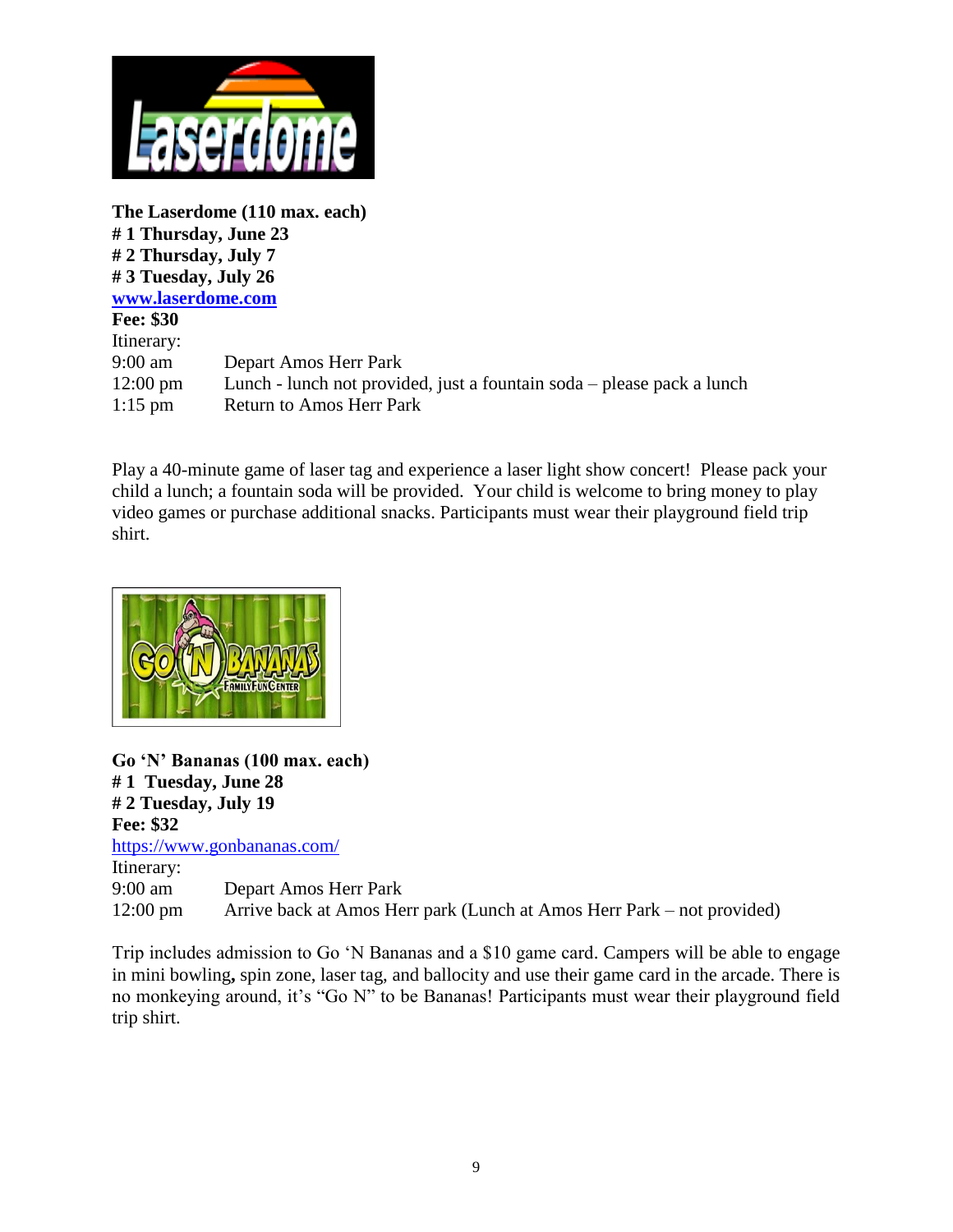**The Laserdome (110 max. each)**
**# 1 Thursday, June 23**
**# 2 Thursday, July 7**
**# 3 Tuesday, July 26**
**[www.laserdome.com](http://www.laserdome.com)**
**Fee: $30**

Itinerary:

| | |
|---|---|
| 9:00 am | Depart Amos Herr Park |
| 12:00 pm | Lunch - lunch not provided, just a fountain soda – please pack a lunch |
| 1:15 pm | Return to Amos Herr Park |

Play a 40-minute game of laser tag and experience a laser light show concert! Please pack your child a lunch; a fountain soda will be provided. Your child is welcome to bring money to play video games or purchase additional snacks. Participants must wear their playground field trip shirt.

**Go 'N' Bananas (100 max. each)**
**# 1 Tuesday, June 28**
**# 2 Tuesday, July 19**
**Fee: $32**
[https://www.gonbananas.com/](https://www.gonbananas.com/)

Itinerary:

| | |
|---|---|
| 9:00 am | Depart Amos Herr Park |
| 12:00 pm | Arrive back at Amos Herr park (Lunch at Amos Herr Park – not provided) |

Trip includes admission to Go 'N Bananas and a $10 game card. Campers will be able to engage in mini bowling**,** spin zone, laser tag, and ballocity and use their game card in the arcade. There is no monkeying around, it's "Go N" to be Bananas! Participants must wear their playground field trip shirt.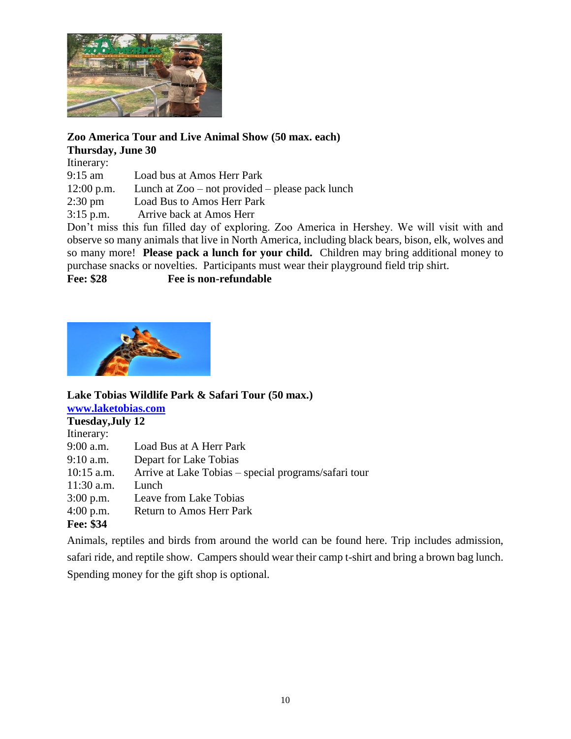**Zoo America Tour and Live Animal Show (50 max. each)**
**Thursday, June 30**

Itinerary:

| | |
|---|---|
| 9:15 am | Load bus at Amos Herr Park |
| 12:00 p.m. | Lunch at Zoo – not provided – please pack lunch |
| 2:30 pm | Load Bus to Amos Herr Park |
| 3:15 p.m. | Arrive back at Amos Herr |

Don't miss this fun filled day of exploring. Zoo America in Hershey. We will visit with and observe so many animals that live in North America, including black bears, bison, elk, wolves and so many more! **Please pack a lunch for your child.** Children may bring additional money to purchase snacks or novelties. Participants must wear their playground field trip shirt.

**Fee: $28** **Fee is non-refundable**

**Lake Tobias Wildlife Park & Safari Tour (50 max.)**
**[www.laketobias.com](http://www.laketobias.com)**
**Tuesday,July 12**

Itinerary:

| | |
|---|---|
| 9:00 a.m. | Load Bus at A Herr Park |
| 9:10 a.m. | Depart for Lake Tobias |
| 10:15 a.m. | Arrive at Lake Tobias – special programs/safari tour |
| 11:30 a.m. | Lunch |
| 3:00 p.m. | Leave from Lake Tobias |
| 4:00 p.m. | Return to Amos Herr Park |

**Fee: $34**

Animals, reptiles and birds from around the world can be found here. Trip includes admission, safari ride, and reptile show. Campers should wear their camp t-shirt and bring a brown bag lunch. Spending money for the gift shop is optional.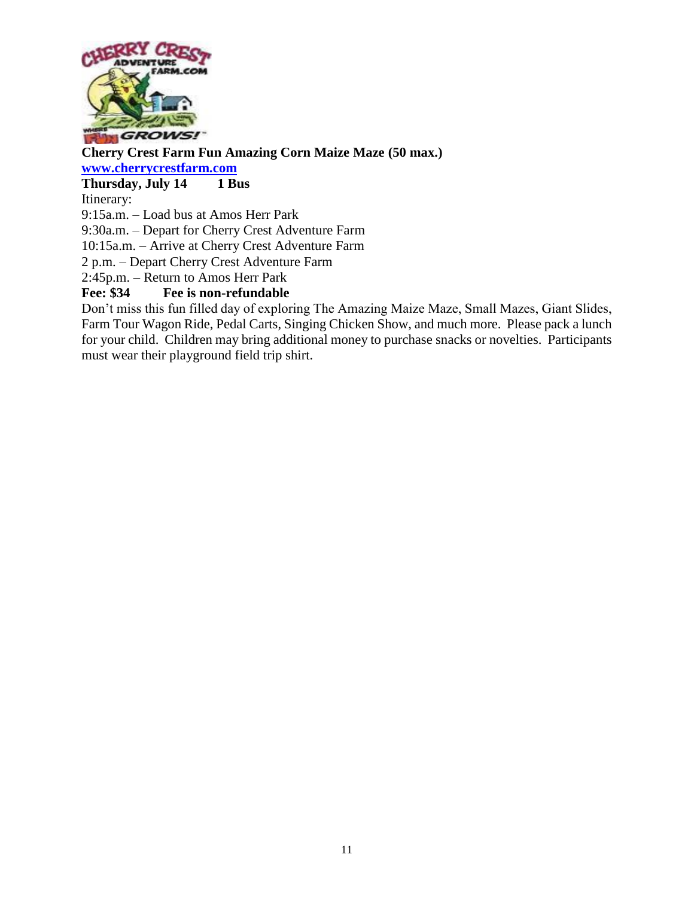**Cherry Crest Farm Fun Amazing Corn Maize Maze (50 max.)**

**www.cherrycrestfarm.com**

**Thursday, July 14 1 Bus**

Itinerary:

9:15a.m. – Load bus at Amos Herr Park

9:30a.m. – Depart for Cherry Crest Adventure Farm

10:15a.m. – Arrive at Cherry Crest Adventure Farm

2 p.m. – Depart Cherry Crest Adventure Farm

2:45p.m. – Return to Amos Herr Park

**Fee: $34 Fee is non-refundable**

Don't miss this fun filled day of exploring The Amazing Maize Maze, Small Mazes, Giant Slides, Farm Tour Wagon Ride, Pedal Carts, Singing Chicken Show, and much more. Please pack a lunch for your child. Children may bring additional money to purchase snacks or novelties. Participants must wear their playground field trip shirt.